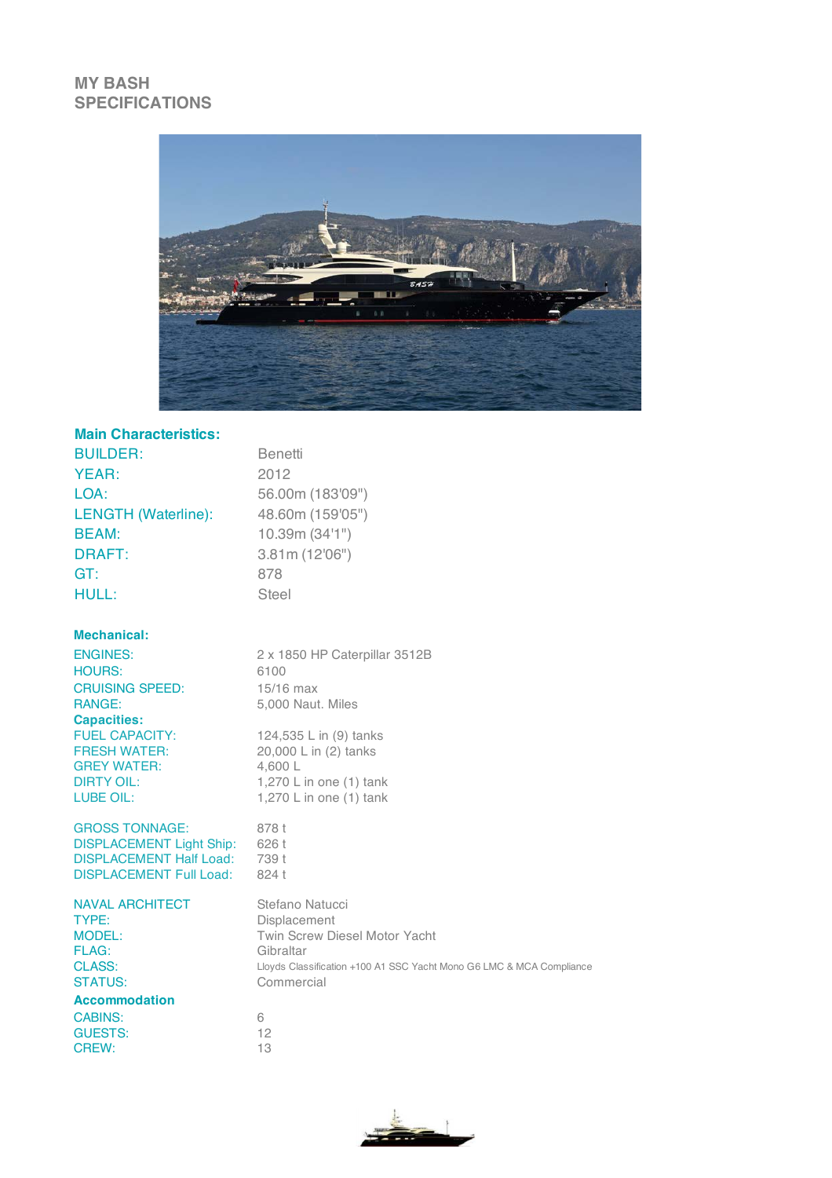# MY BASH SPECIFICATIONS

## Main Characteristics:

| | |
|---|---|
| BUILDER: | Benetti |
| YEAR: | 2012 |
| LOA: | 56.00m (183'09") |
| LENGTH (Waterline): | 48.60m (159'05") |
| BEAM: | 10.39m (34'1") |
| DRAFT: | 3.81m (12'06") |
| GT: | 878 |
| HULL: | Steel |

## Mechanical:

| | |
|---|---|
| ENGINES: | 2 x 1850 HP Caterpillar 3512B |
| HOURS: | 6100 |
| CRUISING SPEED: | 15/16 max |
| RANGE: | 5,000 Naut. Miles |

## Capacities:

| | |
|---|---|
| FUEL CAPACITY: | 124,535 L in (9) tanks |
| FRESH WATER: | 20,000 L in (2) tanks |
| GREY WATER: | 4,600 L |
| DIRTY OIL: | 1,270 L in one (1) tank |
| LUBE OIL: | 1,270 L in one (1) tank |

| | |
|---|---|
| GROSS TONNAGE: | 878 t |
| DISPLACEMENT Light Ship: | 626 t |
| DISPLACEMENT Half Load: | 739 t |
| DISPLACEMENT Full Load: | 824 t |

| | |
|---|---|
| NAVAL ARCHITECT | Stefano Natucci |
| TYPE: | Displacement |
| MODEL: | Twin Screw Diesel Motor Yacht |
| FLAG: | Gibraltar |
| CLASS: | Lloyds Classification +100 A1 SSC Yacht Mono G6 LMC & MCA Compliance |
| STATUS: | Commercial |

## Accommodation

| | |
|---|---|
| CABINS: | 6 |
| GUESTS: | 12 |
| CREW: | 13 |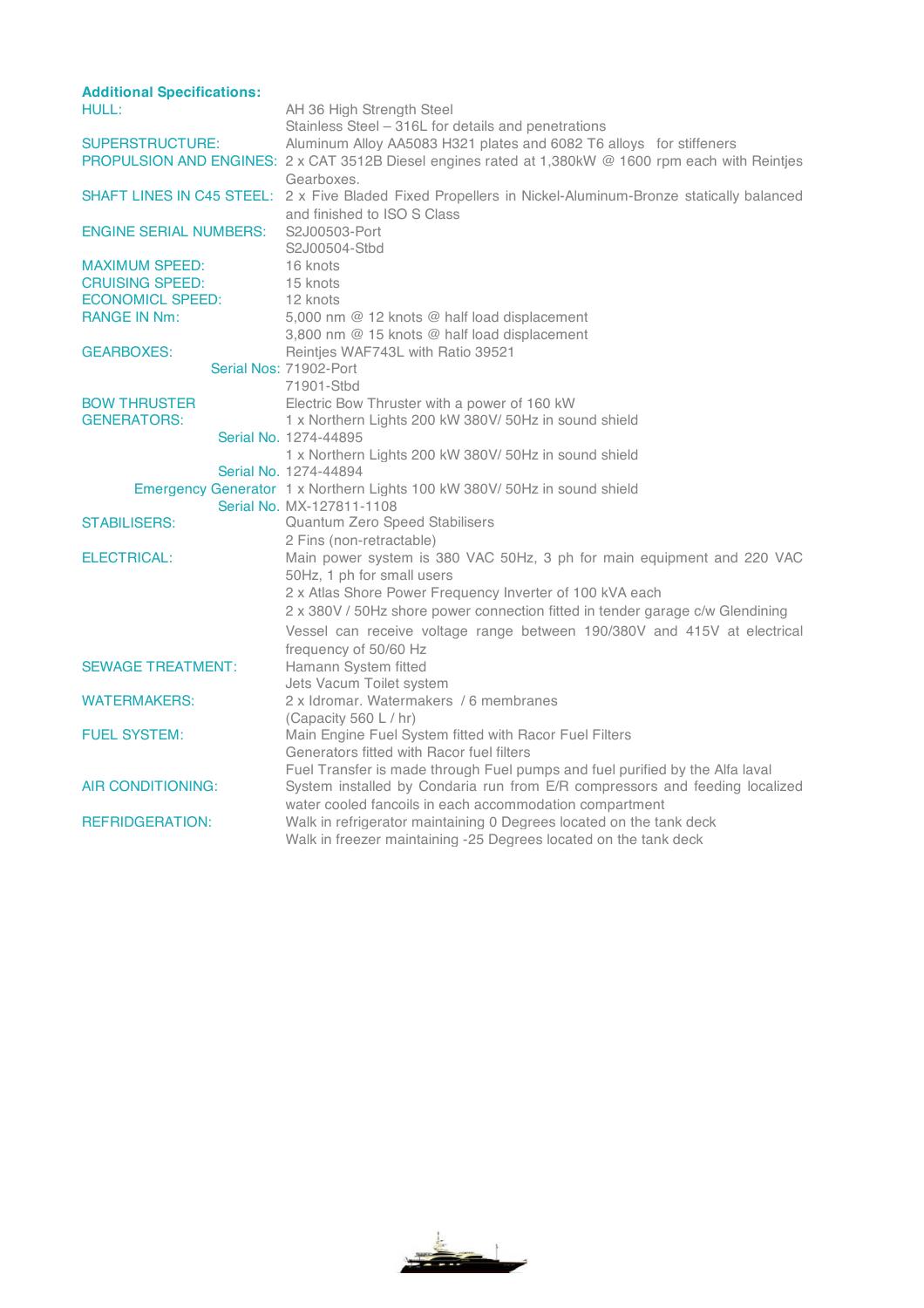**Additional Specifications:**

| | |
|---|---|
| HULL: | AH 36 High Strength Steel<br>Stainless Steel – 316L for details and penetrations |
| SUPERSTRUCTURE: | Aluminum Alloy AA5083 H321 plates and 6082 T6 alloys for stiffeners |
| PROPULSION AND ENGINES: | 2 x CAT 3512B Diesel engines rated at 1,380kW @ 1600 rpm each with Reintjes Gearboxes. |
| SHAFT LINES IN C45 STEEL: | 2 x Five Bladed Fixed Propellers in Nickel-Aluminum-Bronze statically balanced and finished to ISO S Class |
| ENGINE SERIAL NUMBERS: | S2J00503-Port<br>S2J00504-Stbd |
| MAXIMUM SPEED: | 16 knots |
| CRUISING SPEED: | 15 knots |
| ECONOMICL SPEED: | 12 knots |
| RANGE IN Nm: | 5,000 nm @ 12 knots @ half load displacement<br>3,800 nm @ 15 knots @ half load displacement |
| GEARBOXES: | Reintjes WAF743L with Ratio 39521 |
| Serial Nos: | 71902-Port<br>71901-Stbd |
| BOW THRUSTER | Electric Bow Thruster with a power of 160 kW |
| GENERATORS: | 1 x Northern Lights 200 kW 380V/ 50Hz in sound shield |
| Serial No. | 1274-44895<br>1 x Northern Lights 200 kW 380V/ 50Hz in sound shield |
| Serial No. | 1274-44894 |
| Emergency Generator | 1 x Northern Lights 100 kW 380V/ 50Hz in sound shield |
| Serial No. | MX-127811-1108 |
| STABILISERS: | Quantum Zero Speed Stabilisers<br>2 Fins (non-retractable) |
| ELECTRICAL: | Main power system is 380 VAC 50Hz, 3 ph for main equipment and 220 VAC 50Hz, 1 ph for small users<br>2 x Atlas Shore Power Frequency Inverter of 100 kVA each<br>2 x 380V / 50Hz shore power connection fitted in tender garage c/w Glendining<br>Vessel can receive voltage range between 190/380V and 415V at electrical frequency of 50/60 Hz |
| SEWAGE TREATMENT: | Hamann System fitted<br>Jets Vacum Toilet system |
| WATERMAKERS: | 2 x Idromar. Watermakers / 6 membranes<br>(Capacity 560 L / hr) |
| FUEL SYSTEM: | Main Engine Fuel System fitted with Racor Fuel Filters<br>Generators fitted with Racor fuel filters<br>Fuel Transfer is made through Fuel pumps and fuel purified by the Alfa laval |
| AIR CONDITIONING: | System installed by Condaria run from E/R compressors and feeding localized water cooled fancoils in each accommodation compartment |
| REFRIDGERATION: | Walk in refrigerator maintaining 0 Degrees located on the tank deck<br>Walk in freezer maintaining -25 Degrees located on the tank deck |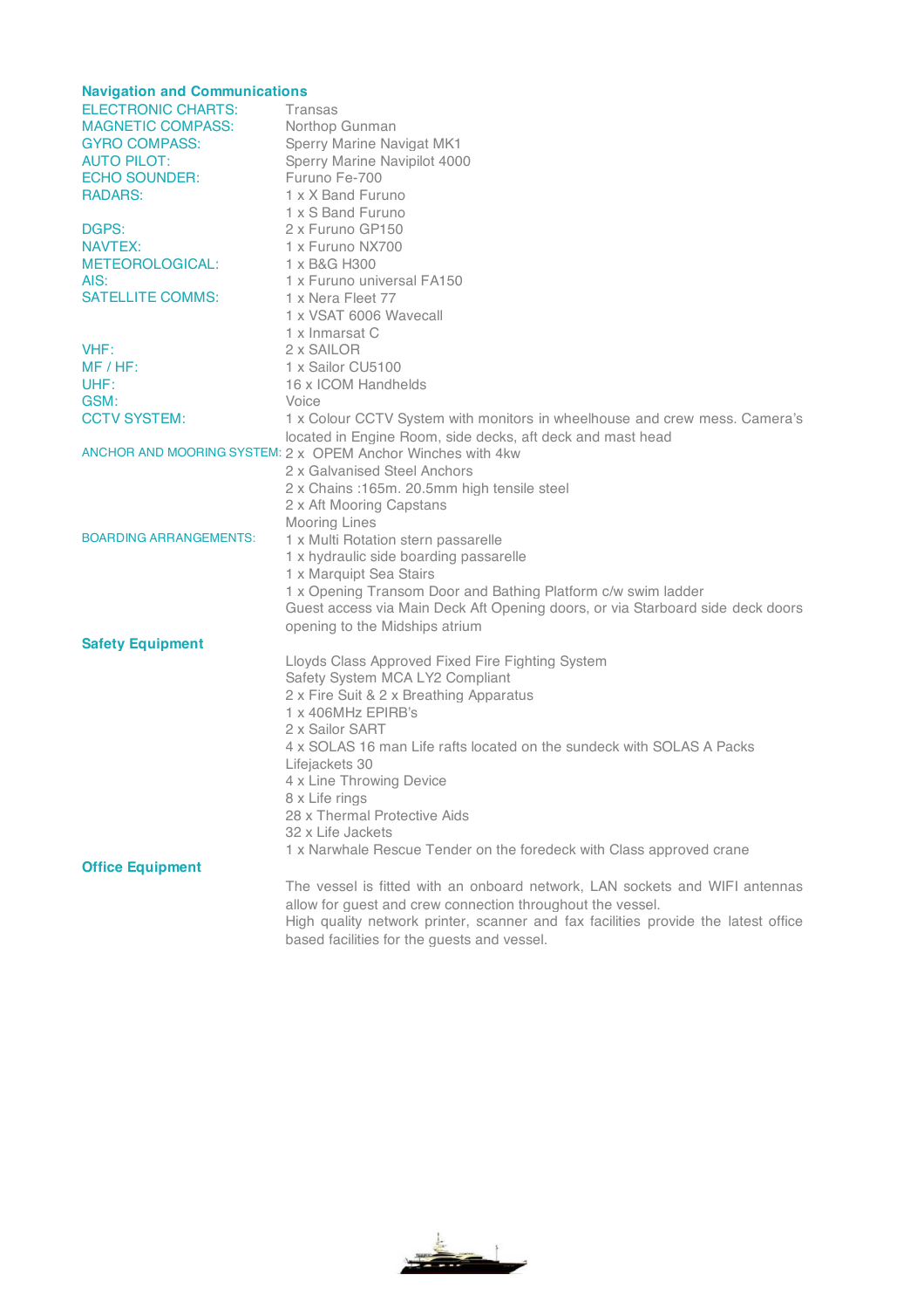## Navigation and Communications

| | |
|---|---|
| ELECTRONIC CHARTS: | Transas |
| MAGNETIC COMPASS: | Northop Gunman |
| GYRO COMPASS: | Sperry Marine Navigat MK1 |
| AUTO PILOT: | Sperry Marine Navipilot 4000 |
| ECHO SOUNDER: | Furuno Fe-700 |
| RADARS: | 1 x X Band Furuno<br>1 x S Band Furuno |
| DGPS: | 2 x Furuno GP150 |
| NAVTEX: | 1 x Furuno NX700 |
| METEOROLOGICAL: | 1 x B&G H300 |
| AIS: | 1 x Furuno universal FA150 |
| SATELLITE COMMS: | 1 x Nera Fleet 77<br>1 x VSAT 6006 Wavecall<br>1 x Inmarsat C |
| VHF: | 2 x SAILOR |
| MF / HF: | 1 x Sailor CU5100 |
| UHF: | 16 x ICOM Handhelds |
| GSM: | Voice |
| CCTV SYSTEM: | 1 x Colour CCTV System with monitors in wheelhouse and crew mess. Camera's located in Engine Room, side decks, aft deck and mast head |
| ANCHOR AND MOORING SYSTEM: | 2 x OPEM Anchor Winches with 4kw<br>2 x Galvanised Steel Anchors<br>2 x Chains :165m. 20.5mm high tensile steel<br>2 x Aft Mooring Capstans<br>Mooring Lines |
| BOARDING ARRANGEMENTS: | 1 x Multi Rotation stern passarelle<br>1 x hydraulic side boarding passarelle<br>1 x Marquipt Sea Stairs<br>1 x Opening Transom Door and Bathing Platform c/w swim ladder<br>Guest access via Main Deck Aft Opening doors, or via Starboard side deck doors opening to the Midships atrium |

## Safety Equipment

Lloyds Class Approved Fixed Fire Fighting System
Safety System MCA LY2 Compliant
2 x Fire Suit & 2 x Breathing Apparatus
1 x 406MHz EPIRB's
2 x Sailor SART
4 x SOLAS 16 man Life rafts located on the sundeck with SOLAS A Packs
Lifejackets 30
4 x Line Throwing Device
8 x Life rings
28 x Thermal Protective Aids
32 x Life Jackets
1 x Narwhale Rescue Tender on the foredeck with Class approved crane

## Office Equipment

The vessel is fitted with an onboard network, LAN sockets and WIFI antennas allow for guest and crew connection throughout the vessel.
High quality network printer, scanner and fax facilities provide the latest office based facilities for the guests and vessel.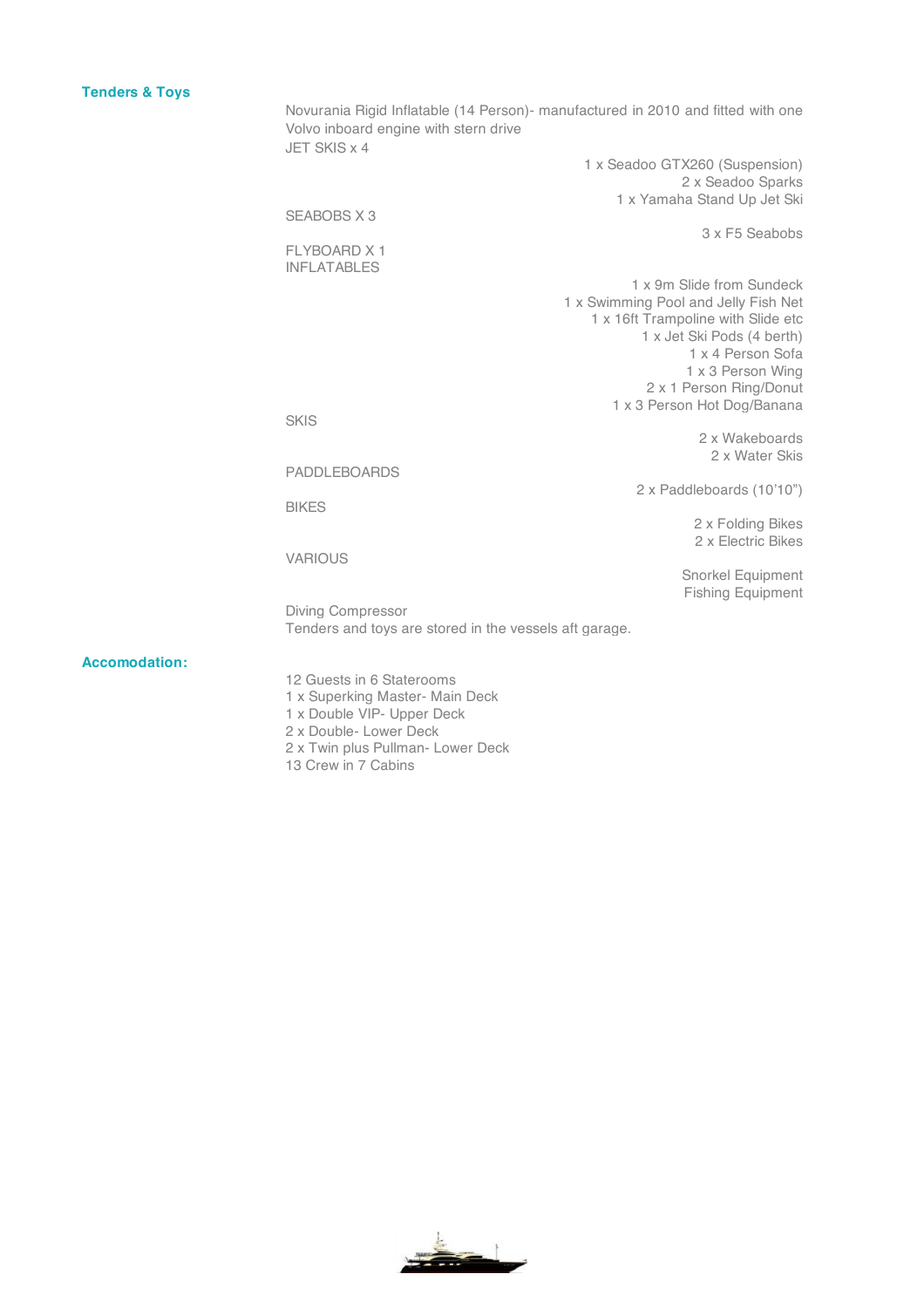## Tenders & Toys

Novurania Rigid Inflatable (14 Person)- manufactured in 2010 and fitted with one Volvo inboard engine with stern drive

JET SKIS x 4

- 1 x Seadoo GTX260 (Suspension)
- 2 x Seadoo Sparks
- 1 x Yamaha Stand Up Jet Ski

SEABOBS X 3

- 3 x F5 Seabobs

FLYBOARD X 1

INFLATABLES

- 1 x 9m Slide from Sundeck
- 1 x Swimming Pool and Jelly Fish Net
- 1 x 16ft Trampoline with Slide etc
- 1 x Jet Ski Pods (4 berth)
- 1 x 4 Person Sofa
- 1 x 3 Person Wing
- 2 x 1 Person Ring/Donut
- 1 x 3 Person Hot Dog/Banana

SKIS

- 2 x Wakeboards
- 2 x Water Skis

PADDLEBOARDS

- 2 x Paddleboards (10'10")

BIKES

- 2 x Folding Bikes
- 2 x Electric Bikes

VARIOUS

- Snorkel Equipment
- Fishing Equipment

Diving Compressor

Tenders and toys are stored in the vessels aft garage.

## Accomodation:

12 Guests in 6 Staterooms
1 x Superking Master- Main Deck
1 x Double VIP- Upper Deck
2 x Double- Lower Deck
2 x Twin plus Pullman- Lower Deck
13 Crew in 7 Cabins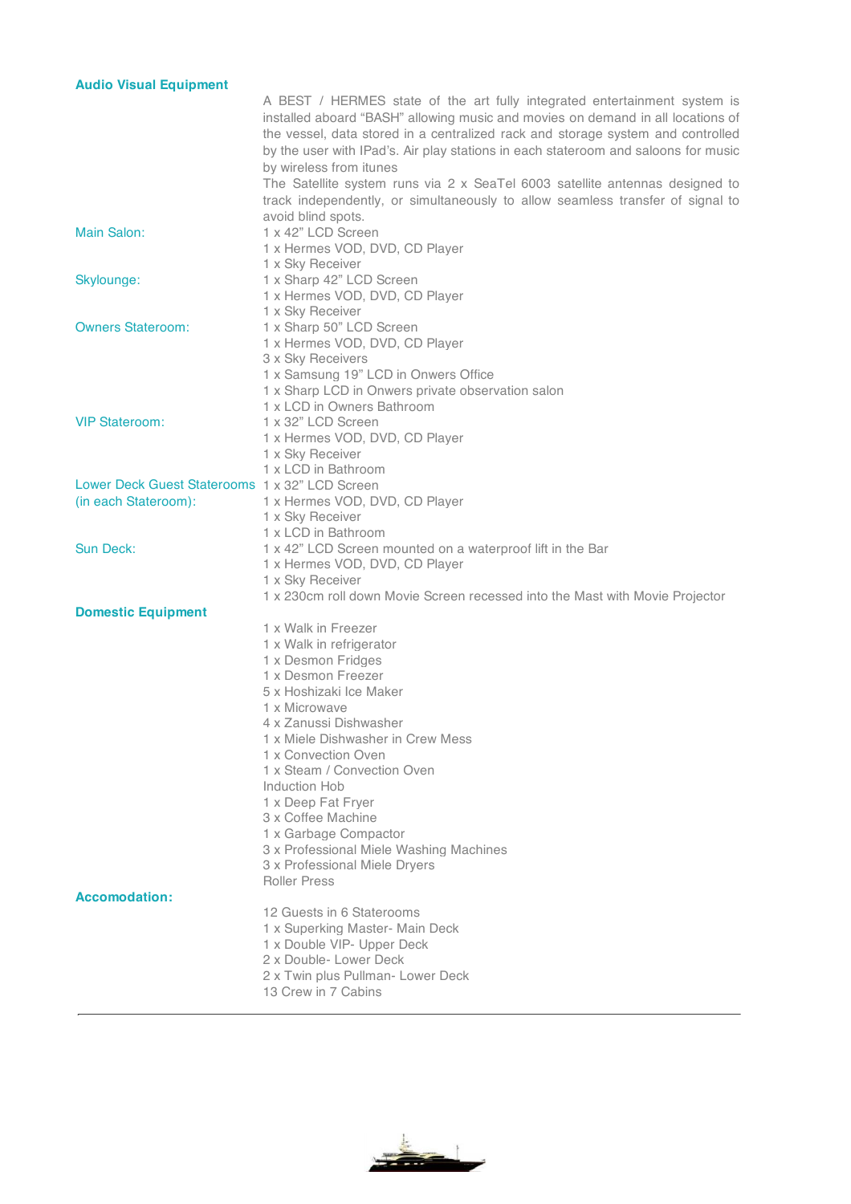## Audio Visual Equipment

A BEST / HERMES state of the art fully integrated entertainment system is installed aboard "BASH" allowing music and movies on demand in all locations of the vessel, data stored in a centralized rack and storage system and controlled by the user with IPad's. Air play stations in each stateroom and saloons for music by wireless from itunes

The Satellite system runs via 2 x SeaTel 6003 satellite antennas designed to track independently, or simultaneously to allow seamless transfer of signal to avoid blind spots.

**Main Salon:**
- 1 x 42" LCD Screen
- 1 x Hermes VOD, DVD, CD Player
- 1 x Sky Receiver

**Skylounge:**
- 1 x Sharp 42" LCD Screen
- 1 x Hermes VOD, DVD, CD Player
- 1 x Sky Receiver

**Owners Stateroom:**
- 1 x Sharp 50" LCD Screen
- 1 x Hermes VOD, DVD, CD Player
- 3 x Sky Receivers
- 1 x Samsung 19" LCD in Onwers Office
- 1 x Sharp LCD in Onwers private observation salon
- 1 x LCD in Owners Bathroom

**VIP Stateroom:**
- 1 x 32" LCD Screen
- 1 x Hermes VOD, DVD, CD Player
- 1 x Sky Receiver
- 1 x LCD in Bathroom

**Lower Deck Guest Staterooms (in each Stateroom):**
- 1 x 32" LCD Screen
- 1 x Hermes VOD, DVD, CD Player
- 1 x Sky Receiver
- 1 x LCD in Bathroom

**Sun Deck:**
- 1 x 42" LCD Screen mounted on a waterproof lift in the Bar
- 1 x Hermes VOD, DVD, CD Player
- 1 x Sky Receiver
- 1 x 230cm roll down Movie Screen recessed into the Mast with Movie Projector

## Domestic Equipment

- 1 x Walk in Freezer
- 1 x Walk in refrigerator
- 1 x Desmon Fridges
- 1 x Desmon Freezer
- 5 x Hoshizaki Ice Maker
- 1 x Microwave
- 4 x Zanussi Dishwasher
- 1 x Miele Dishwasher in Crew Mess
- 1 x Convection Oven
- 1 x Steam / Convection Oven
- Induction Hob
- 1 x Deep Fat Fryer
- 3 x Coffee Machine
- 1 x Garbage Compactor
- 3 x Professional Miele Washing Machines
- 3 x Professional Miele Dryers
- Roller Press

## Accomodation:

- 12 Guests in 6 Staterooms
- 1 x Superking Master- Main Deck
- 1 x Double VIP- Upper Deck
- 2 x Double- Lower Deck
- 2 x Twin plus Pullman- Lower Deck
- 13 Crew in 7 Cabins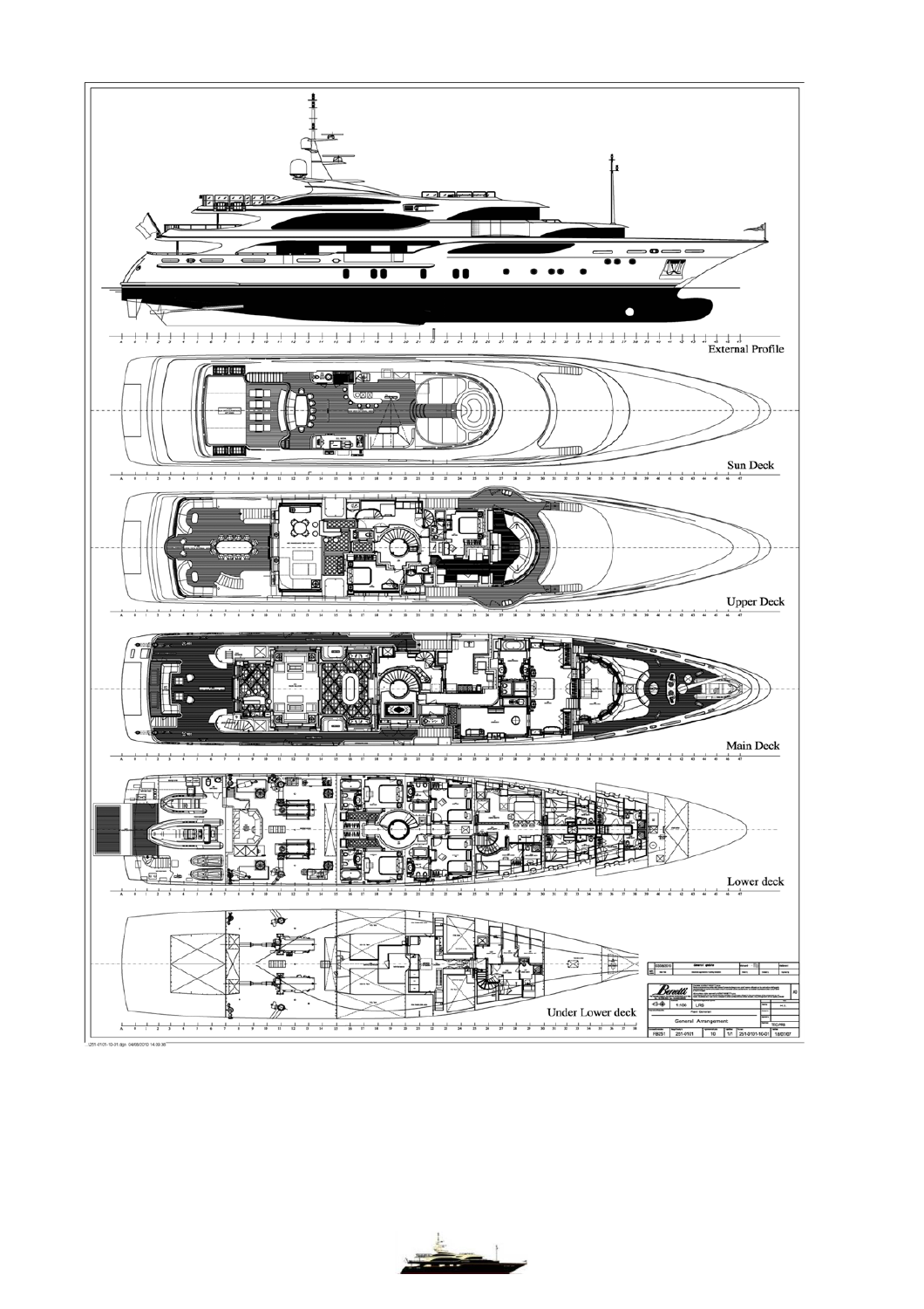External Profile

Sun Deck

Upper Deck

Main Deck

Lower deck

Under Lower deck

Benetti

General Arrangement

FB251 251-0101 10 1/1 251-0101-10-01